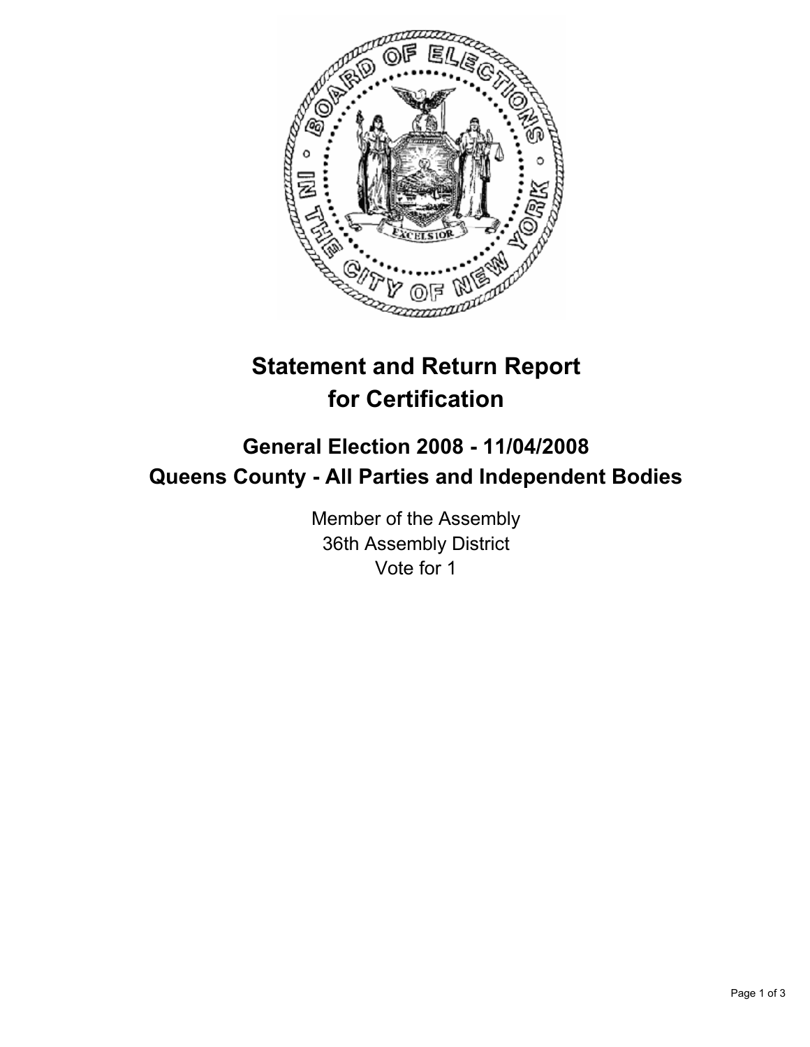# Statement and Return Report for Certification

## General Election 2008 - 11/04/2008
## Queens County - All Parties and Independent Bodies

Member of the Assembly
36th Assembly District
Vote for 1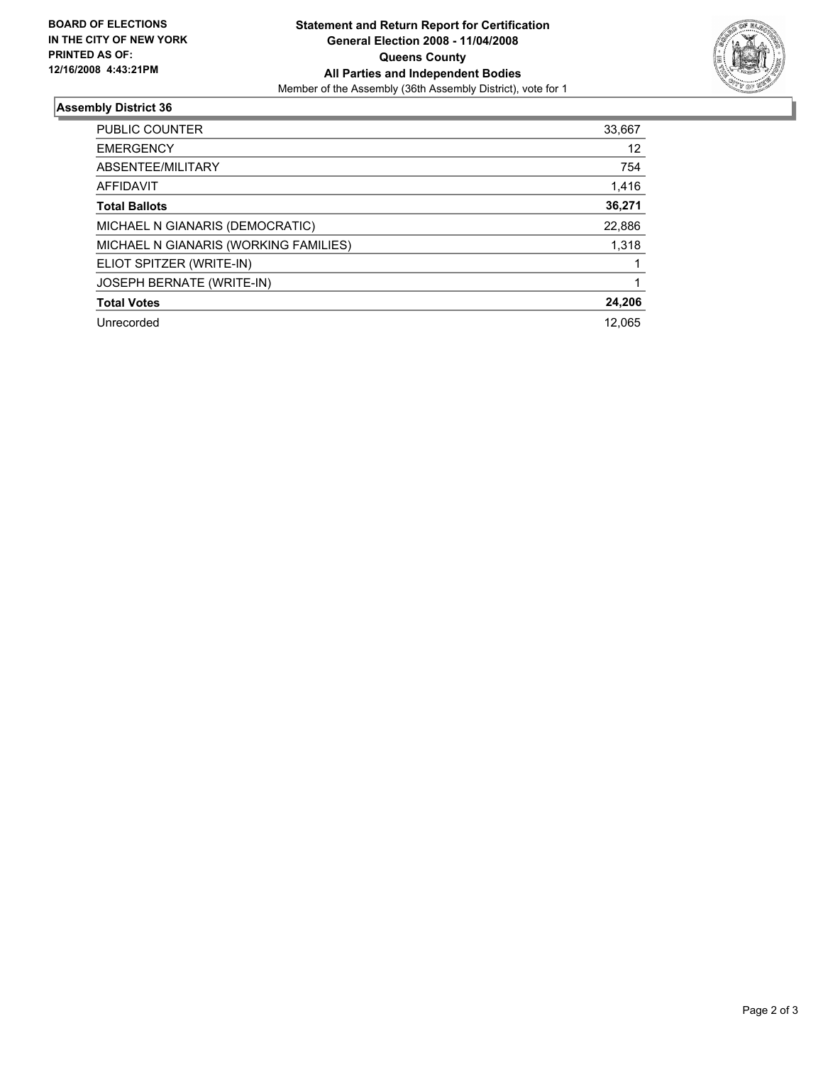**BOARD OF ELECTIONS IN THE CITY OF NEW YORK PRINTED AS OF: 12/16/2008 4:43:21PM**

**Statement and Return Report for Certification**
**General Election 2008 - 11/04/2008**
**Queens County**
**All Parties and Independent Bodies**
Member of the Assembly (36th Assembly District), vote for 1

## Assembly District 36

| | |
|---|---|
| PUBLIC COUNTER | 33,667 |
| EMERGENCY | 12 |
| ABSENTEE/MILITARY | 754 |
| AFFIDAVIT | 1,416 |
| **Total Ballots** | **36,271** |
| MICHAEL N GIANARIS (DEMOCRATIC) | 22,886 |
| MICHAEL N GIANARIS (WORKING FAMILIES) | 1,318 |
| ELIOT SPITZER (WRITE-IN) | 1 |
| JOSEPH BERNATE (WRITE-IN) | 1 |
| **Total Votes** | **24,206** |
| Unrecorded | 12,065 |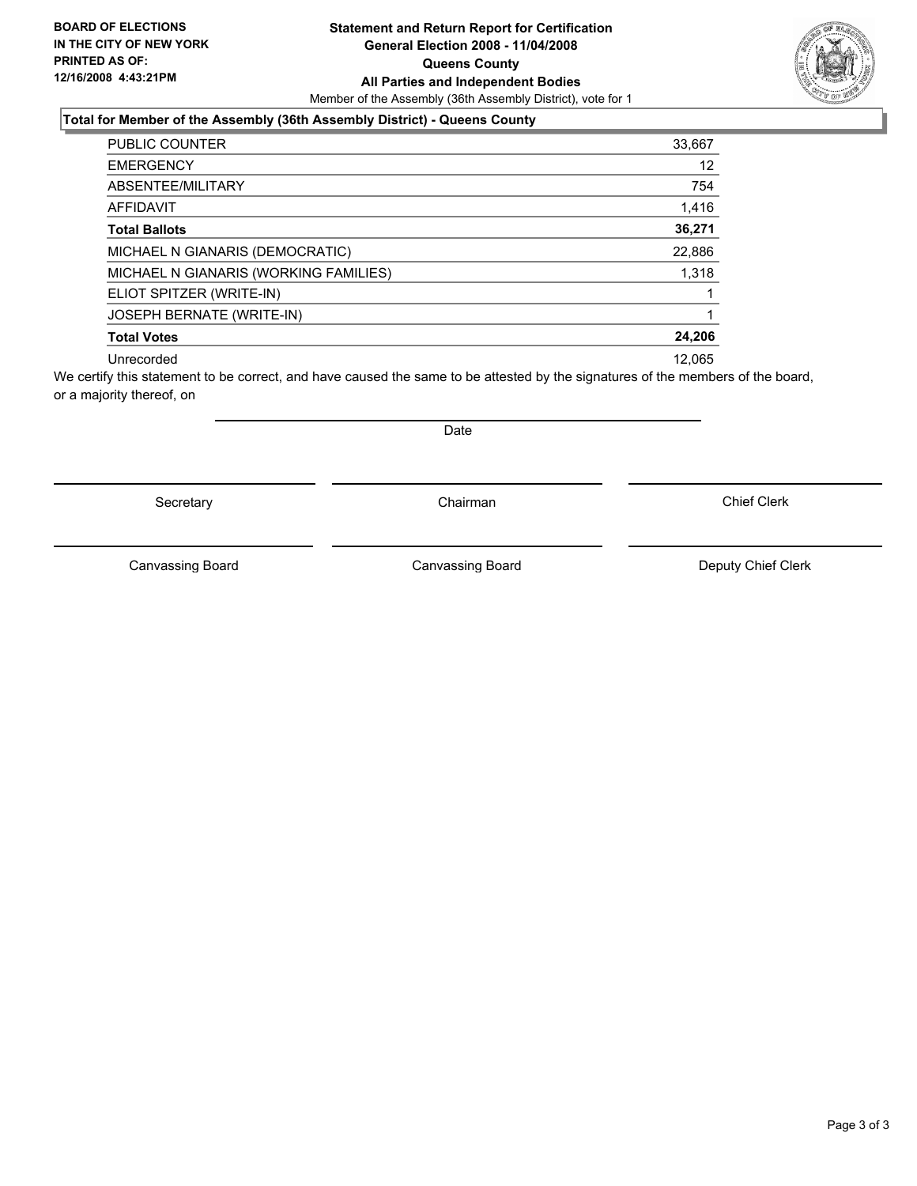**BOARD OF ELECTIONS IN THE CITY OF NEW YORK PRINTED AS OF: 12/16/2008 4:43:21PM**

**Statement and Return Report for Certification**
**General Election 2008 - 11/04/2008**
**Queens County**
**All Parties and Independent Bodies**
Member of the Assembly (36th Assembly District), vote for 1

### Total for Member of the Assembly (36th Assembly District) - Queens County

| | |
|---|---|
| PUBLIC COUNTER | 33,667 |
| EMERGENCY | 12 |
| ABSENTEE/MILITARY | 754 |
| AFFIDAVIT | 1,416 |
| **Total Ballots** | **36,271** |
| MICHAEL N GIANARIS (DEMOCRATIC) | 22,886 |
| MICHAEL N GIANARIS (WORKING FAMILIES) | 1,318 |
| ELIOT SPITZER (WRITE-IN) | 1 |
| JOSEPH BERNATE (WRITE-IN) | 1 |
| **Total Votes** | **24,206** |
| Unrecorded | 12,065 |

We certify this statement to be correct, and have caused the same to be attested by the signatures of the members of the board, or a majority thereof, on

Date

Secretary | Chairman | Chief Clerk

Canvassing Board | Canvassing Board | Deputy Chief Clerk